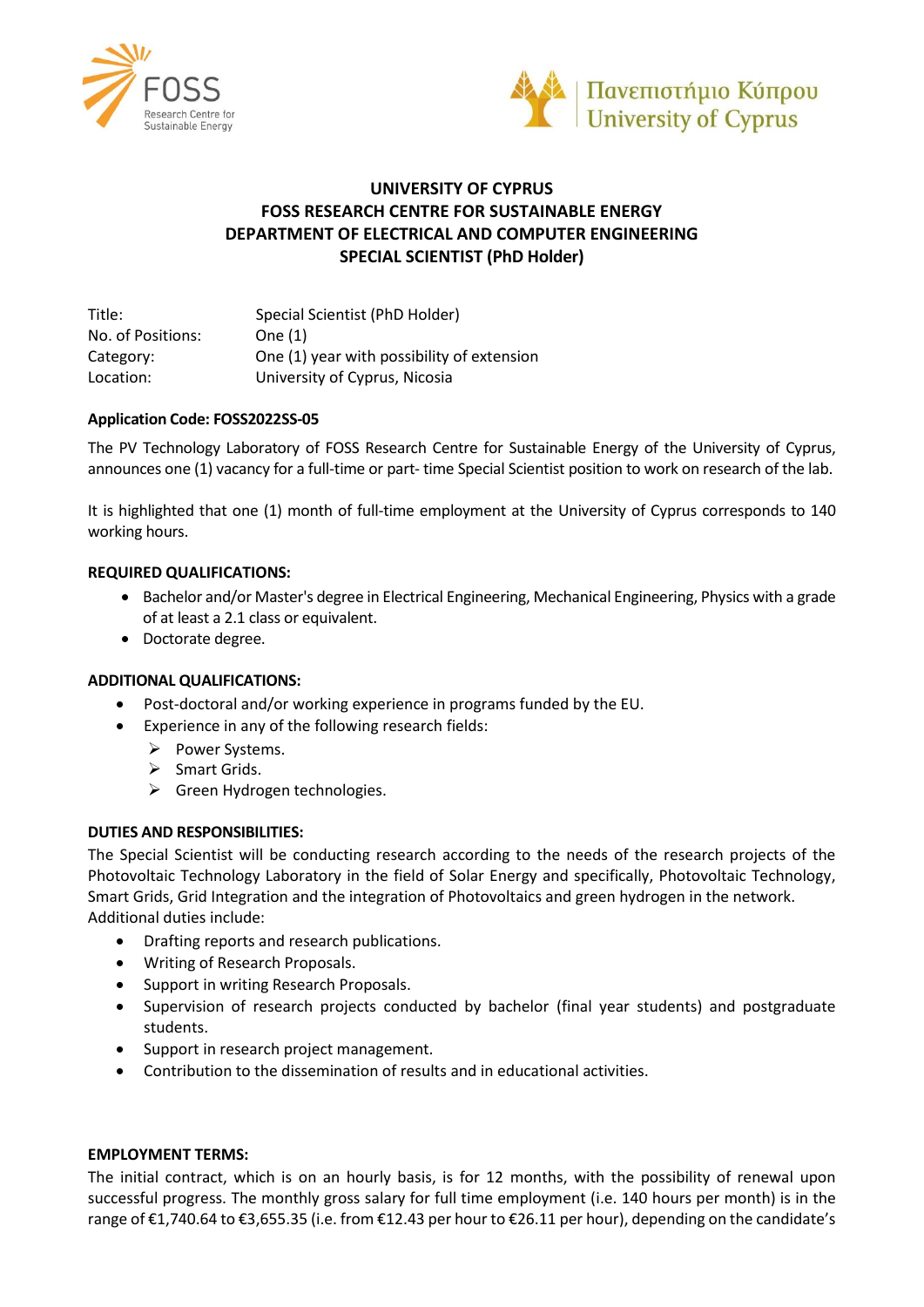FOSS Research Centre for Sustainable Energy

Πανεπιστήμιο Κύπρου
University of Cyprus

# UNIVERSITY OF CYPRUS
# FOSS RESEARCH CENTRE FOR SUSTAINABLE ENERGY
# DEPARTMENT OF ELECTRICAL AND COMPUTER ENGINEERING
# SPECIAL SCIENTIST (PhD Holder)

| | |
|---|---|
| Title: | Special Scientist (PhD Holder) |
| No. of Positions: | One (1) |
| Category: | One (1) year with possibility of extension |
| Location: | University of Cyprus, Nicosia |

**Application Code: FOSS2022SS-05**

The PV Technology Laboratory of FOSS Research Centre for Sustainable Energy of the University of Cyprus, announces one (1) vacancy for a full-time or part- time Special Scientist position to work on research of the lab.

It is highlighted that one (1) month of full-time employment at the University of Cyprus corresponds to 140 working hours.

**REQUIRED QUALIFICATIONS:**

- Bachelor and/or Master's degree in Electrical Engineering, Mechanical Engineering, Physics with a grade of at least a 2.1 class or equivalent.
- Doctorate degree.

**ADDITIONAL QUALIFICATIONS:**

- Post-doctoral and/or working experience in programs funded by the EU.
- Experience in any of the following research fields:
  - Power Systems.
  - Smart Grids.
  - Green Hydrogen technologies.

**DUTIES AND RESPONSIBILITIES:**

The Special Scientist will be conducting research according to the needs of the research projects of the Photovoltaic Technology Laboratory in the field of Solar Energy and specifically, Photovoltaic Technology, Smart Grids, Grid Integration and the integration of Photovoltaics and green hydrogen in the network.
Additional duties include:

- Drafting reports and research publications.
- Writing of Research Proposals.
- Support in writing Research Proposals.
- Supervision of research projects conducted by bachelor (final year students) and postgraduate students.
- Support in research project management.
- Contribution to the dissemination of results and in educational activities.

**EMPLOYMENT TERMS:**

The initial contract, which is on an hourly basis, is for 12 months, with the possibility of renewal upon successful progress. The monthly gross salary for full time employment (i.e. 140 hours per month) is in the range of €1,740.64 to €3,655.35 (i.e. from €12.43 per hour to €26.11 per hour), depending on the candidate's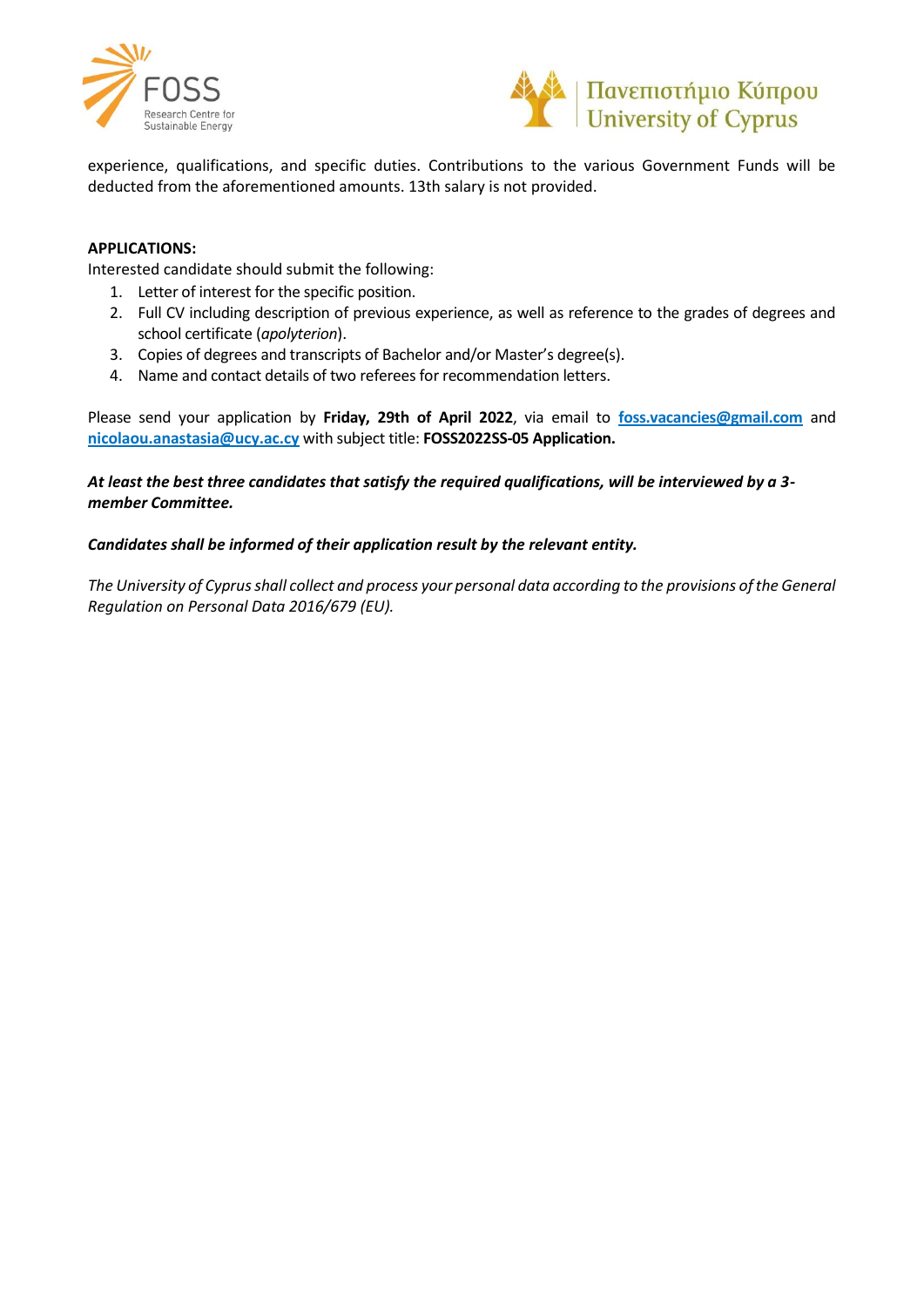experience, qualifications, and specific duties. Contributions to the various Government Funds will be deducted from the aforementioned amounts. 13th salary is not provided.

**APPLICATIONS:**

Interested candidate should submit the following:

1. Letter of interest for the specific position.
2. Full CV including description of previous experience, as well as reference to the grades of degrees and school certificate (*apolyterion*).
3. Copies of degrees and transcripts of Bachelor and/or Master's degree(s).
4. Name and contact details of two referees for recommendation letters.

Please send your application by **Friday, 29th of April 2022**, via email to **foss.vacancies@gmail.com** and **nicolaou.anastasia@ucy.ac.cy** with subject title: **FOSS2022SS-05 Application.**

***At least the best three candidates that satisfy the required qualifications, will be interviewed by a 3-member Committee.***

***Candidates shall be informed of their application result by the relevant entity.***

*The University of Cyprus shall collect and process your personal data according to the provisions of the General Regulation on Personal Data 2016/679 (EU).*